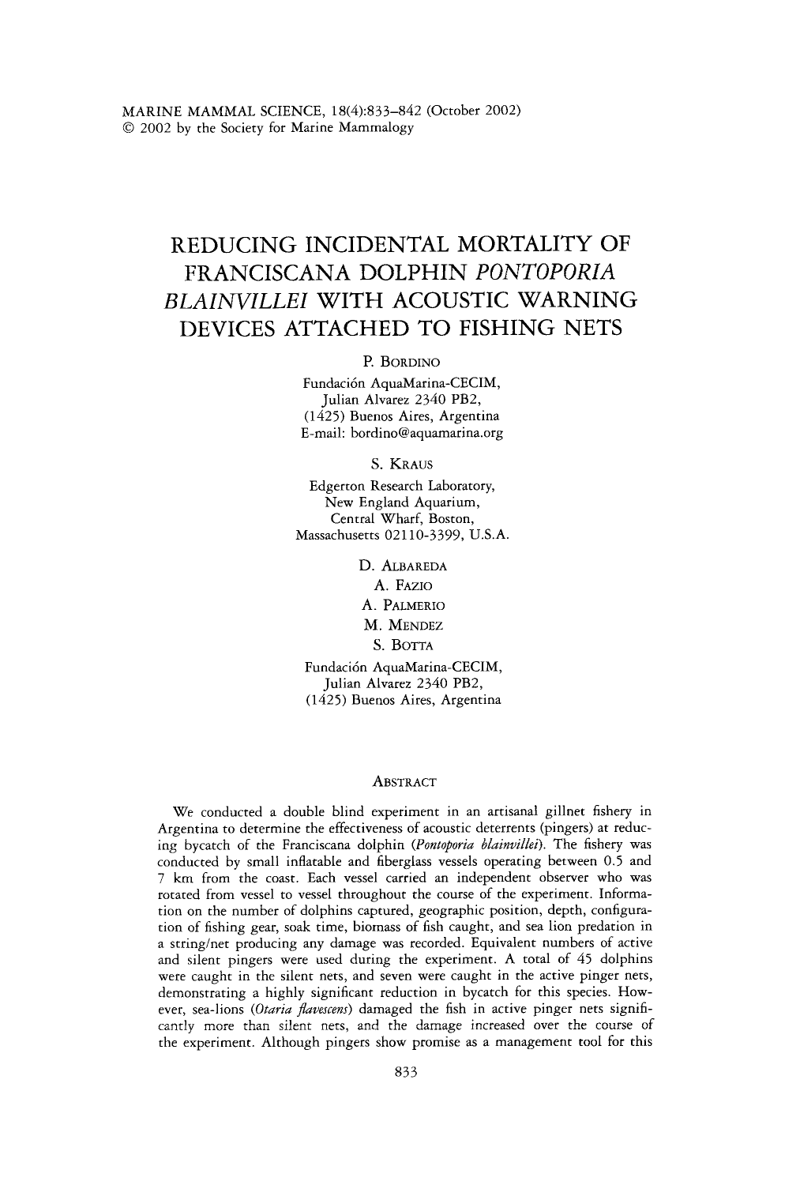# REDUCING INCIDENTAL MORTALITY OF FRANCISCANA DOLPHIN *PONTOPORIA BLAINVILLEI* WITH ACOUSTIC WARNING DEVICES ATTACHED TO FISHING NETS

P. BORDINO
Fundación AquaMarina-CECIM,
Julian Alvarez 2340 PB2,
(1425) Buenos Aires, Argentina
E-mail: bordino@aquamarina.org

S. KRAUS
Edgerton Research Laboratory,
New England Aquarium,
Central Wharf, Boston,
Massachusetts 02110-3399, U.S.A.

D. ALBAREDA
A. FAZIO
A. PALMERIO
M. MENDEZ
S. BOTTA
Fundación AquaMarina-CECIM,
Julian Alvarez 2340 PB2,
(1425) Buenos Aires, Argentina

## ABSTRACT

We conducted a double blind experiment in an artisanal gillnet fishery in Argentina to determine the effectiveness of acoustic deterrents (pingers) at reducing bycatch of the Franciscana dolphin (*Pontoporia blainvillei*). The fishery was conducted by small inflatable and fiberglass vessels operating between 0.5 and 7 km from the coast. Each vessel carried an independent observer who was rotated from vessel to vessel throughout the course of the experiment. Information on the number of dolphins captured, geographic position, depth, configuration of fishing gear, soak time, biomass of fish caught, and sea lion predation in a string/net producing any damage was recorded. Equivalent numbers of active and silent pingers were used during the experiment. A total of 45 dolphins were caught in the silent nets, and seven were caught in the active pinger nets, demonstrating a highly significant reduction in bycatch for this species. However, sea-lions (*Otaria flavescens*) damaged the fish in active pinger nets significantly more than silent nets, and the damage increased over the course of the experiment. Although pingers show promise as a management tool for this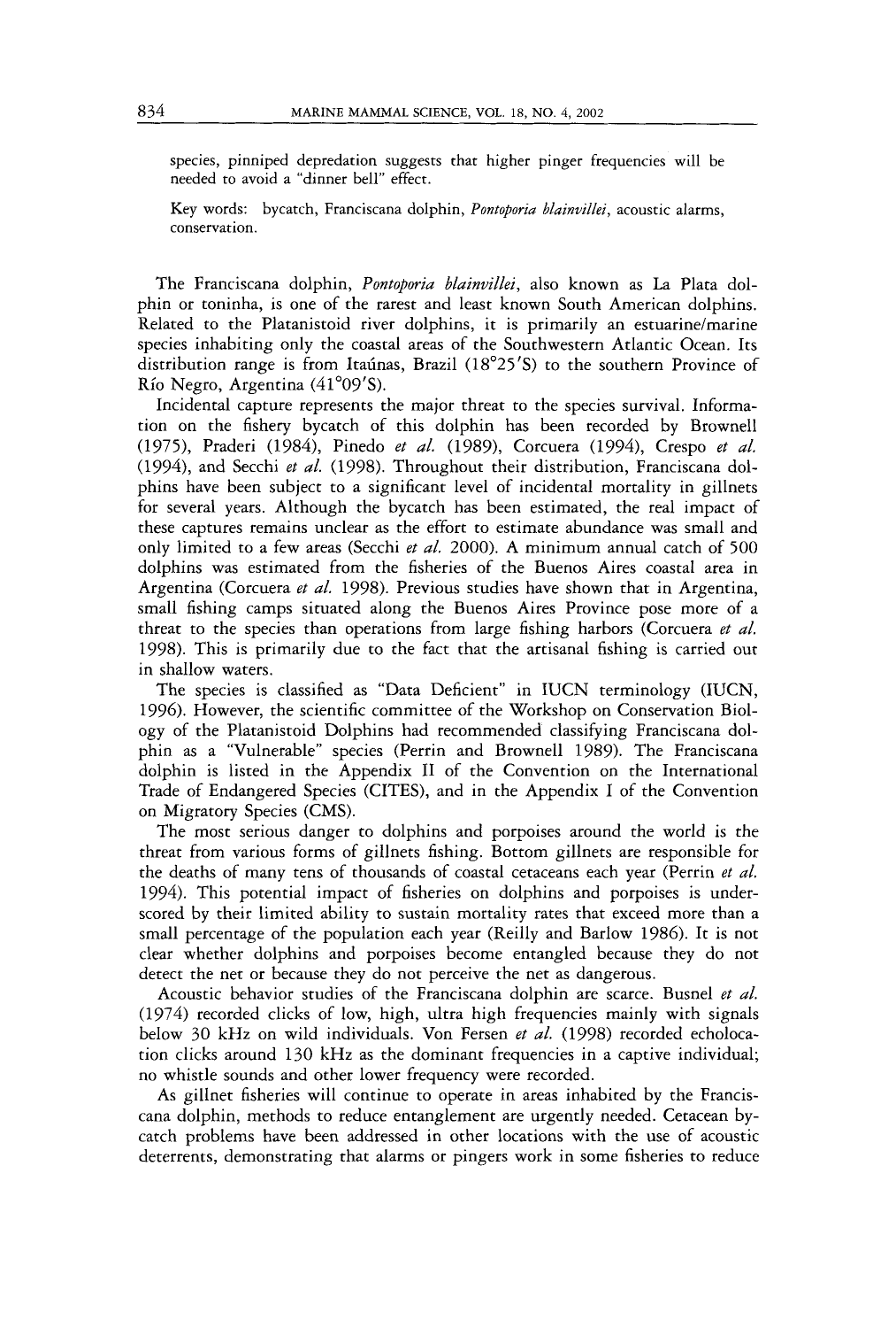species, pinniped depredation suggests that higher pinger frequencies will be needed to avoid a "dinner bell" effect.

Key words: bycatch, Franciscana dolphin, *Pontoporia blainvillei*, acoustic alarms, conservation.

The Franciscana dolphin, *Pontoporia blainvillei*, also known as La Plata dolphin or toninha, is one of the rarest and least known South American dolphins. Related to the Platanistoid river dolphins, it is primarily an estuarine/marine species inhabiting only the coastal areas of the Southwestern Atlantic Ocean. Its distribution range is from Itaúnas, Brazil (18°25′S) to the southern Province of Río Negro, Argentina (41°09′S).

Incidental capture represents the major threat to the species survival. Information on the fishery bycatch of this dolphin has been recorded by Brownell (1975), Praderi (1984), Pinedo *et al.* (1989), Corcuera (1994), Crespo *et al.* (1994), and Secchi *et al.* (1998). Throughout their distribution, Franciscana dolphins have been subject to a significant level of incidental mortality in gillnets for several years. Although the bycatch has been estimated, the real impact of these captures remains unclear as the effort to estimate abundance was small and only limited to a few areas (Secchi *et al.* 2000). A minimum annual catch of 500 dolphins was estimated from the fisheries of the Buenos Aires coastal area in Argentina (Corcuera *et al.* 1998). Previous studies have shown that in Argentina, small fishing camps situated along the Buenos Aires Province pose more of a threat to the species than operations from large fishing harbors (Corcuera *et al.* 1998). This is primarily due to the fact that the artisanal fishing is carried out in shallow waters.

The species is classified as "Data Deficient" in IUCN terminology (IUCN, 1996). However, the scientific committee of the Workshop on Conservation Biology of the Platanistoid Dolphins had recommended classifying Franciscana dolphin as a "Vulnerable" species (Perrin and Brownell 1989). The Franciscana dolphin is listed in the Appendix II of the Convention on the International Trade of Endangered Species (CITES), and in the Appendix I of the Convention on Migratory Species (CMS).

The most serious danger to dolphins and porpoises around the world is the threat from various forms of gillnets fishing. Bottom gillnets are responsible for the deaths of many tens of thousands of coastal cetaceans each year (Perrin *et al.* 1994). This potential impact of fisheries on dolphins and porpoises is underscored by their limited ability to sustain mortality rates that exceed more than a small percentage of the population each year (Reilly and Barlow 1986). It is not clear whether dolphins and porpoises become entangled because they do not detect the net or because they do not perceive the net as dangerous.

Acoustic behavior studies of the Franciscana dolphin are scarce. Busnel *et al.* (1974) recorded clicks of low, high, ultra high frequencies mainly with signals below 30 kHz on wild individuals. Von Fersen *et al.* (1998) recorded echolocation clicks around 130 kHz as the dominant frequencies in a captive individual; no whistle sounds and other lower frequency were recorded.

As gillnet fisheries will continue to operate in areas inhabited by the Franciscana dolphin, methods to reduce entanglement are urgently needed. Cetacean bycatch problems have been addressed in other locations with the use of acoustic deterrents, demonstrating that alarms or pingers work in some fisheries to reduce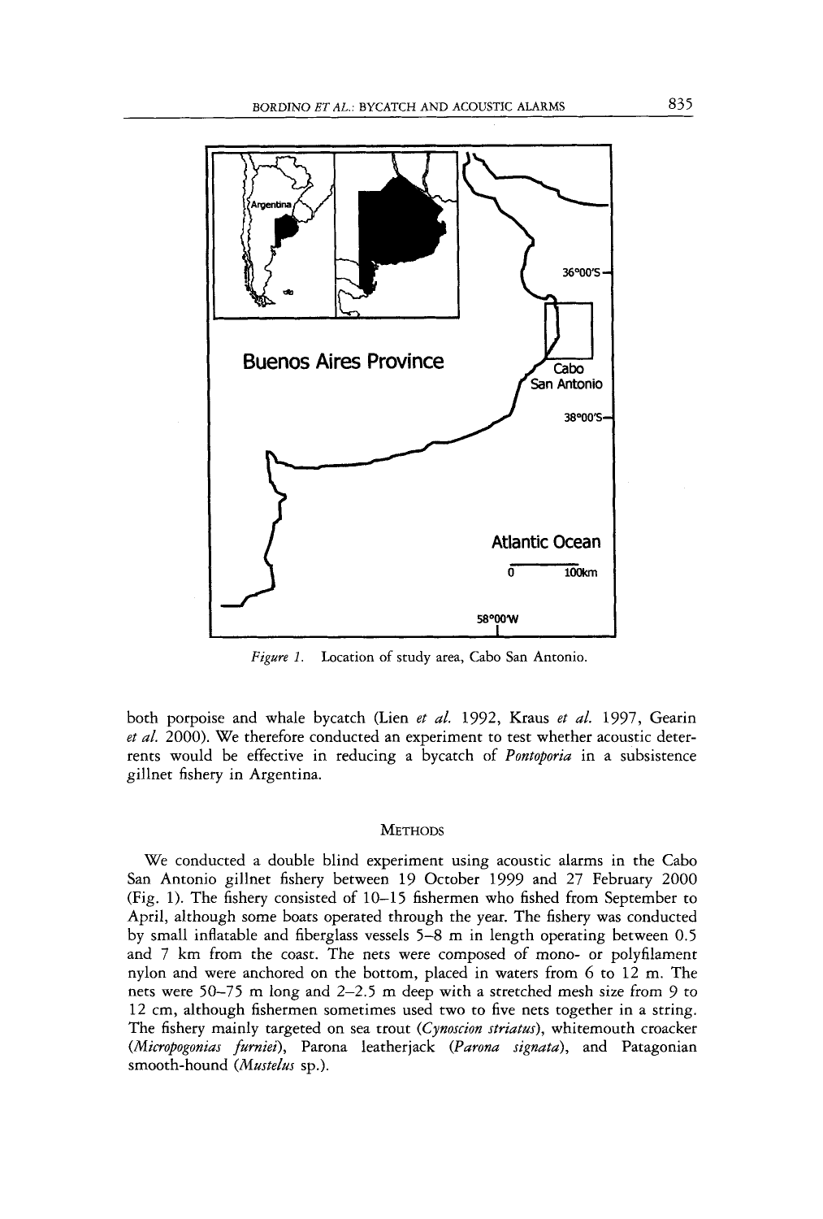*Figure 1.* Location of study area, Cabo San Antonio.

both porpoise and whale bycatch (Lien *et al.* 1992, Kraus *et al.* 1997, Gearin *et al.* 2000). We therefore conducted an experiment to test whether acoustic deterrents would be effective in reducing a bycatch of *Pontoporia* in a subsistence gillnet fishery in Argentina.

## METHODS

We conducted a double blind experiment using acoustic alarms in the Cabo San Antonio gillnet fishery between 19 October 1999 and 27 February 2000 (Fig. 1). The fishery consisted of 10–15 fishermen who fished from September to April, although some boats operated through the year. The fishery was conducted by small inflatable and fiberglass vessels 5–8 m in length operating between 0.5 and 7 km from the coast. The nets were composed of mono- or polyfilament nylon and were anchored on the bottom, placed in waters from 6 to 12 m. The nets were 50–75 m long and 2–2.5 m deep with a stretched mesh size from 9 to 12 cm, although fishermen sometimes used two to five nets together in a string. The fishery mainly targeted on sea trout (*Cynoscion striatus*), whitemouth croacker (*Micropogonias furniei*), Parona leatherjack (*Parona signata*), and Patagonian smooth-hound (*Mustelus* sp.).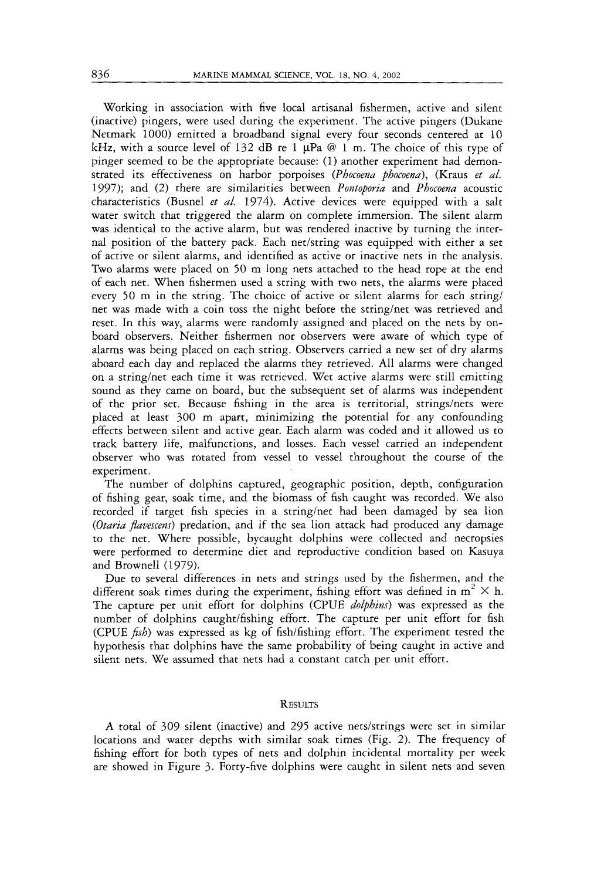Working in association with five local artisanal fishermen, active and silent (inactive) pingers, were used during the experiment. The active pingers (Dukane Netmark 1000) emitted a broadband signal every four seconds centered at 10 kHz, with a source level of 132 dB re 1 μPa @ 1 m. The choice of this type of pinger seemed to be the appropriate because: (1) another experiment had demonstrated its effectiveness on harbor porpoises (*Phocoena phocoena*), (Kraus *et al.* 1997); and (2) there are similarities between *Pontoporia* and *Phocoena* acoustic characteristics (Busnel *et al.* 1974). Active devices were equipped with a salt water switch that triggered the alarm on complete immersion. The silent alarm was identical to the active alarm, but was rendered inactive by turning the internal position of the battery pack. Each net/string was equipped with either a set of active or silent alarms, and identified as active or inactive nets in the analysis. Two alarms were placed on 50 m long nets attached to the head rope at the end of each net. When fishermen used a string with two nets, the alarms were placed every 50 m in the string. The choice of active or silent alarms for each string/net was made with a coin toss the night before the string/net was retrieved and reset. In this way, alarms were randomly assigned and placed on the nets by onboard observers. Neither fishermen nor observers were aware of which type of alarms was being placed on each string. Observers carried a new set of dry alarms aboard each day and replaced the alarms they retrieved. All alarms were changed on a string/net each time it was retrieved. Wet active alarms were still emitting sound as they came on board, but the subsequent set of alarms was independent of the prior set. Because fishing in the area is territorial, strings/nets were placed at least 300 m apart, minimizing the potential for any confounding effects between silent and active gear. Each alarm was coded and it allowed us to track battery life, malfunctions, and losses. Each vessel carried an independent observer who was rotated from vessel to vessel throughout the course of the experiment.

The number of dolphins captured, geographic position, depth, configuration of fishing gear, soak time, and the biomass of fish caught was recorded. We also recorded if target fish species in a string/net had been damaged by sea lion (*Otaria flavescens*) predation, and if the sea lion attack had produced any damage to the net. Where possible, bycaught dolphins were collected and necropsies were performed to determine diet and reproductive condition based on Kasuya and Brownell (1979).

Due to several differences in nets and strings used by the fishermen, and the different soak times during the experiment, fishing effort was defined in $m^2 \times h$. The capture per unit effort for dolphins (CPUE *dolphins*) was expressed as the number of dolphins caught/fishing effort. The capture per unit effort for fish (CPUE *fish*) was expressed as kg of fish/fishing effort. The experiment tested the hypothesis that dolphins have the same probability of being caught in active and silent nets. We assumed that nets had a constant catch per unit effort.

## Results

A total of 309 silent (inactive) and 295 active nets/strings were set in similar locations and water depths with similar soak times (Fig. 2). The frequency of fishing effort for both types of nets and dolphin incidental mortality per week are showed in Figure 3. Forty-five dolphins were caught in silent nets and seven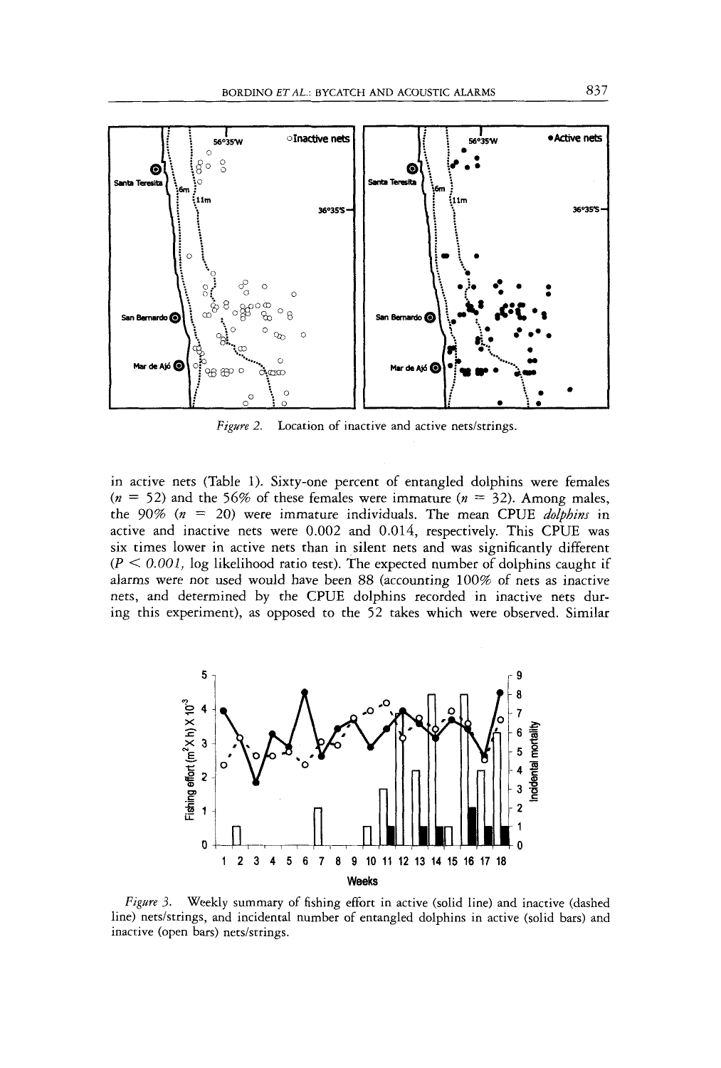*Figure 2.* Location of inactive and active nets/strings.

in active nets (Table 1). Sixty-one percent of entangled dolphins were females ($n$ = 52) and the 56% of these females were immature ($n$ = 32). Among males, the 90% ($n$ = 20) were immature individuals. The mean CPUE *dolphins* in active and inactive nets were 0.002 and 0.014, respectively. This CPUE was six times lower in active nets than in silent nets and was significantly different ($P < 0.001$, log likelihood ratio test). The expected number of dolphins caught if alarms were not used would have been 88 (accounting 100% of nets as inactive nets, and determined by the CPUE dolphins recorded in inactive nets during this experiment), as opposed to the 52 takes which were observed. Similar

*Figure 3.* Weekly summary of fishing effort in active (solid line) and inactive (dashed line) nets/strings, and incidental number of entangled dolphins in active (solid bars) and inactive (open bars) nets/strings.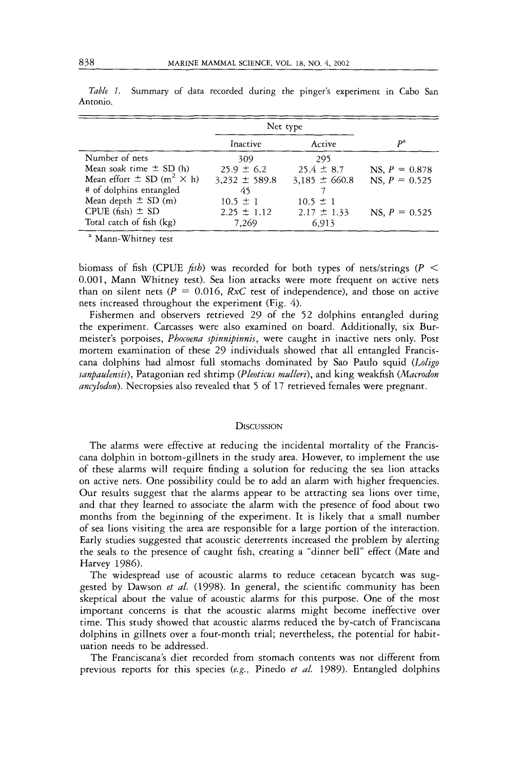*Table 1.* Summary of data recorded during the pinger's experiment in Cabo San Antonio.

| | Net type | | |
|---|---|---|---|
| | Inactive | Active | $P^a$ |
| Number of nets | 309 | 295 | |
| Mean soak time ± SD (h) | 25.9 ± 6.2 | 25.4 ± 8.7 | NS, $P$ = 0.878 |
| Mean effort ± SD ($m^2 \times h$) | 3,232 ± 589.8 | 3,185 ± 660.8 | NS, $P$ = 0.525 |
| # of dolphins entangled | 45 | 7 | |
| Mean depth ± SD (m) | 10.5 ± 1 | 10.5 ± 1 | |
| CPUE (fish) ± SD | 2.25 ± 1.12 | 2.17 ± 1.33 | NS, $P$ = 0.525 |
| Total catch of fish (kg) | 7,269 | 6,913 | |

[a] Mann-Whitney test

biomass of fish (CPUE *fish*) was recorded for both types of nets/strings ($P < 0.001$, Mann Whitney test). Sea lion attacks were more frequent on active nets than on silent nets ($P = 0.016$, *RxC* test of independence), and those on active nets increased throughout the experiment (Fig. 4).

Fishermen and observers retrieved 29 of the 52 dolphins entangled during the experiment. Carcasses were also examined on board. Additionally, six Burmeister's porpoises, *Phocoena spinnipinnis*, were caught in inactive nets only. Post mortem examination of these 29 individuals showed that all entangled Franciscana dolphins had almost full stomachs dominated by Sao Paulo squid (*Loligo sanpaulensis*), Patagonian red shrimp (*Pleoticus mulleri*), and king weakfish (*Macrodon ancylodon*). Necropsies also revealed that 5 of 17 retrieved females were pregnant.

## Discussion

The alarms were effective at reducing the incidental mortality of the Franciscana dolphin in bottom-gillnets in the study area. However, to implement the use of these alarms will require finding a solution for reducing the sea lion attacks on active nets. One possibility could be to add an alarm with higher frequencies. Our results suggest that the alarms appear to be attracting sea lions over time, and that they learned to associate the alarm with the presence of food about two months from the beginning of the experiment. It is likely that a small number of sea lions visiting the area are responsible for a large portion of the interaction. Early studies suggested that acoustic deterrents increased the problem by alerting the seals to the presence of caught fish, creating a "dinner bell" effect (Mate and Harvey 1986).

The widespread use of acoustic alarms to reduce cetacean bycatch was suggested by Dawson *et al.* (1998). In general, the scientific community has been skeptical about the value of acoustic alarms for this purpose. One of the most important concerns is that the acoustic alarms might become ineffective over time. This study showed that acoustic alarms reduced the by-catch of Franciscana dolphins in gillnets over a four-month trial; nevertheless, the potential for habituation needs to be addressed.

The Franciscana's diet recorded from stomach contents was not different from previous reports for this species (*e.g.*, Pinedo *et al.* 1989). Entangled dolphins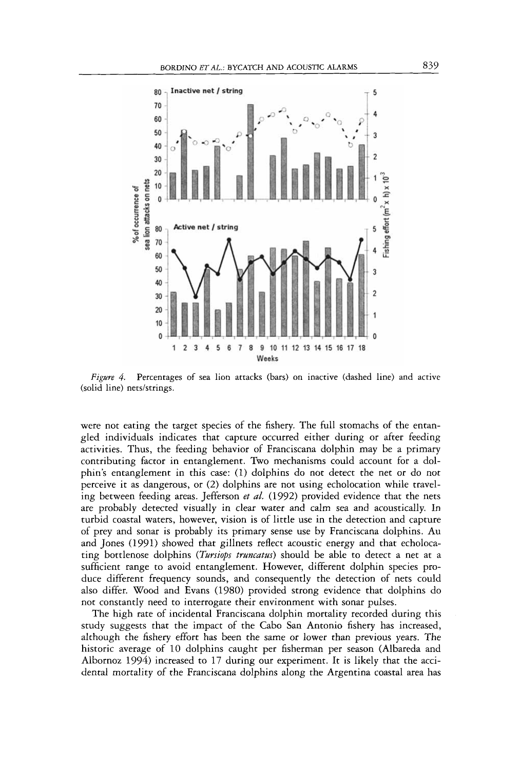*Figure 4.* Percentages of sea lion attacks (bars) on inactive (dashed line) and active (solid line) nets/strings.

were not eating the target species of the fishery. The full stomachs of the entangled individuals indicates that capture occurred either during or after feeding activities. Thus, the feeding behavior of Franciscana dolphin may be a primary contributing factor in entanglement. Two mechanisms could account for a dolphin's entanglement in this case: (1) dolphins do not detect the net or do not perceive it as dangerous, or (2) dolphins are not using echolocation while traveling between feeding areas. Jefferson *et al.* (1992) provided evidence that the nets are probably detected visually in clear water and calm sea and acoustically. In turbid coastal waters, however, vision is of little use in the detection and capture of prey and sonar is probably its primary sense use by Franciscana dolphins. Au and Jones (1991) showed that gillnets reflect acoustic energy and that echolocating bottlenose dolphins (*Tursiops truncatus*) should be able to detect a net at a sufficient range to avoid entanglement. However, different dolphin species produce different frequency sounds, and consequently the detection of nets could also differ. Wood and Evans (1980) provided strong evidence that dolphins do not constantly need to interrogate their environment with sonar pulses.

The high rate of incidental Franciscana dolphin mortality recorded during this study suggests that the impact of the Cabo San Antonio fishery has increased, although the fishery effort has been the same or lower than previous years. The historic average of 10 dolphins caught per fisherman per season (Albareda and Albornoz 1994) increased to 17 during our experiment. It is likely that the accidental mortality of the Franciscana dolphins along the Argentina coastal area has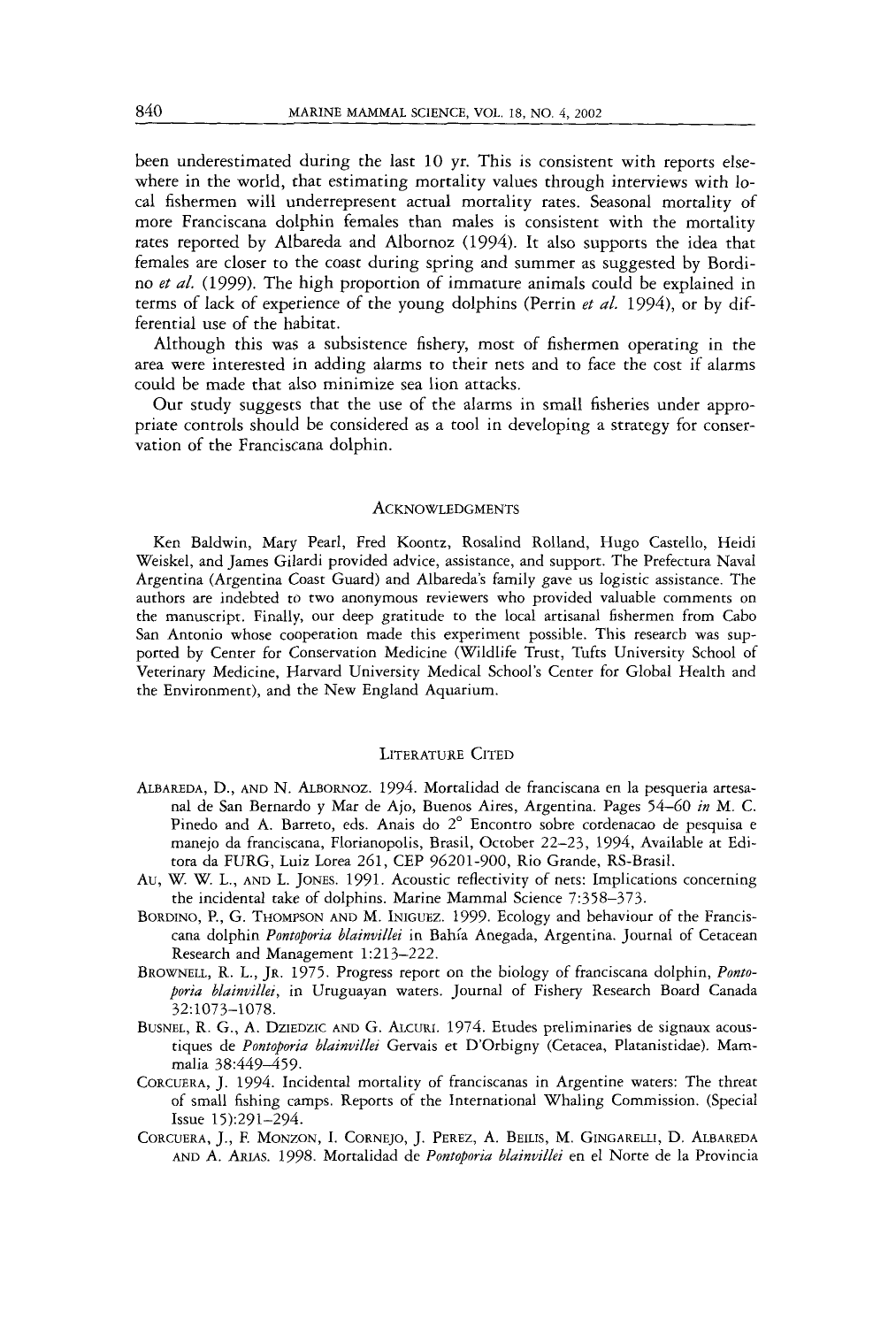been underestimated during the last 10 yr. This is consistent with reports elsewhere in the world, that estimating mortality values through interviews with local fishermen will underrepresent actual mortality rates. Seasonal mortality of more Franciscana dolphin females than males is consistent with the mortality rates reported by Albareda and Albornoz (1994). It also supports the idea that females are closer to the coast during spring and summer as suggested by Bordino *et al.* (1999). The high proportion of immature animals could be explained in terms of lack of experience of the young dolphins (Perrin *et al.* 1994), or by differential use of the habitat.

Although this was a subsistence fishery, most of fishermen operating in the area were interested in adding alarms to their nets and to face the cost if alarms could be made that also minimize sea lion attacks.

Our study suggests that the use of the alarms in small fisheries under appropriate controls should be considered as a tool in developing a strategy for conservation of the Franciscana dolphin.

## Acknowledgments

Ken Baldwin, Mary Pearl, Fred Koontz, Rosalind Rolland, Hugo Castello, Heidi Weiskel, and James Gilardi provided advice, assistance, and support. The Prefectura Naval Argentina (Argentina Coast Guard) and Albareda's family gave us logistic assistance. The authors are indebted to two anonymous reviewers who provided valuable comments on the manuscript. Finally, our deep gratitude to the local artisanal fishermen from Cabo San Antonio whose cooperation made this experiment possible. This research was supported by Center for Conservation Medicine (Wildlife Trust, Tufts University School of Veterinary Medicine, Harvard University Medical School's Center for Global Health and the Environment), and the New England Aquarium.

## Literature Cited

Albareda, D., and N. Albornoz. 1994. Mortalidad de franciscana en la pesqueria artesanal de San Bernardo y Mar de Ajo, Buenos Aires, Argentina. Pages 54–60 *in* M. C. Pinedo and A. Barreto, eds. Anais do 2° Encontro sobre cordenacao de pesquisa e manejo da franciscana, Florianopolis, Brasil, October 22–23, 1994, Available at Editora da FURG, Luiz Lorea 261, CEP 96201-900, Rio Grande, RS-Brasil.

Au, W. W. L., and L. Jones. 1991. Acoustic reflectivity of nets: Implications concerning the incidental take of dolphins. Marine Mammal Science 7:358–373.

Bordino, P., G. Thompson and M. Iniguez. 1999. Ecology and behaviour of the Franciscana dolphin *Pontoporia blainvillei* in Bahía Anegada, Argentina. Journal of Cetacean Research and Management 1:213–222.

Brownell, R. L., Jr. 1975. Progress report on the biology of franciscana dolphin, *Pontoporia blainvillei*, in Uruguayan waters. Journal of Fishery Research Board Canada 32:1073–1078.

Busnel, R. G., A. Dziedzic and G. Alcuri. 1974. Etudes preliminaries de signaux acoustiques de *Pontoporia blainvillei* Gervais et D'Orbigny (Cetacea, Platanistidae). Mammalia 38:449–459.

Corcuera, J. 1994. Incidental mortality of franciscanas in Argentine waters: The threat of small fishing camps. Reports of the International Whaling Commission. (Special Issue 15):291–294.

Corcuera, J., F. Monzon, I. Cornejo, J. Perez, A. Beilis, M. Gingarelli, D. Albareda and A. Arias. 1998. Mortalidad de *Pontoporia blainvillei* en el Norte de la Provincia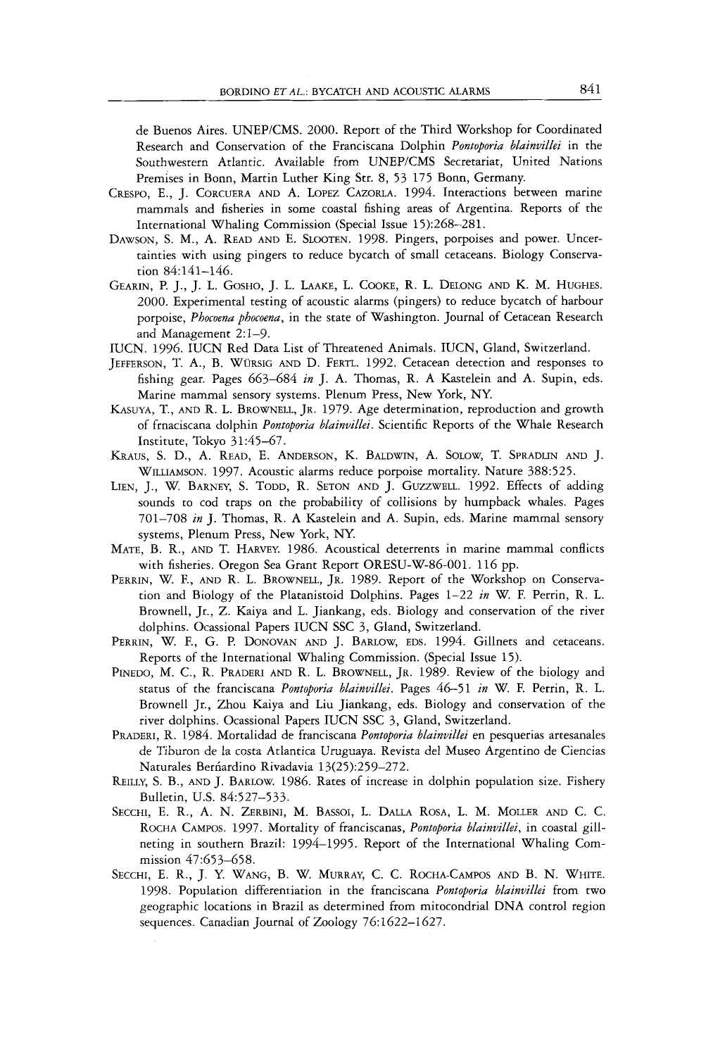de Buenos Aires. UNEP/CMS. 2000. Report of the Third Workshop for Coordinated Research and Conservation of the Franciscana Dolphin *Pontoporia blainvillei* in the Southwestern Atlantic. Available from UNEP/CMS Secretariat, United Nations Premises in Bonn, Martin Luther King Str. 8, 53 175 Bonn, Germany.

Crespo, E., J. Corcuera and A. Lopez Cazorla. 1994. Interactions between marine mammals and fisheries in some coastal fishing areas of Argentina. Reports of the International Whaling Commission (Special Issue 15):268–281.

Dawson, S. M., A. Read and E. Slooten. 1998. Pingers, porpoises and power. Uncertainties with using pingers to reduce bycatch of small cetaceans. Biology Conservation 84:141–146.

Gearin, P. J., J. L. Gosho, J. L. Laake, L. Cooke, R. L. DeLong and K. M. Hughes. 2000. Experimental testing of acoustic alarms (pingers) to reduce bycatch of harbour porpoise, *Phocoena phocoena*, in the state of Washington. Journal of Cetacean Research and Management 2:1–9.

IUCN. 1996. IUCN Red Data List of Threatened Animals. IUCN, Gland, Switzerland.

Jefferson, T. A., B. Würsig and D. Fertl. 1992. Cetacean detection and responses to fishing gear. Pages 663–684 *in* J. A. Thomas, R. A Kastelein and A. Supin, eds. Marine mammal sensory systems. Plenum Press, New York, NY.

Kasuya, T., and R. L. Brownell, Jr. 1979. Age determination, reproduction and growth of frnaciscana dolphin *Pontoporia blainvillei*. Scientific Reports of the Whale Research Institute, Tokyo 31:45–67.

Kraus, S. D., A. Read, E. Anderson, K. Baldwin, A. Solow, T. Spradlin and J. Williamson. 1997. Acoustic alarms reduce porpoise mortality. Nature 388:525.

Lien, J., W. Barney, S. Todd, R. Seton and J. Guzzwell. 1992. Effects of adding sounds to cod traps on the probability of collisions by humpback whales. Pages 701–708 *in* J. Thomas, R. A Kastelein and A. Supin, eds. Marine mammal sensory systems, Plenum Press, New York, NY.

Mate, B. R., and T. Harvey. 1986. Acoustical deterrents in marine mammal conflicts with fisheries. Oregon Sea Grant Report ORESU-W-86-001. 116 pp.

Perrin, W. F., and R. L. Brownell, Jr. 1989. Report of the Workshop on Conservation and Biology of the Platanistoid Dolphins. Pages 1–22 *in* W. F. Perrin, R. L. Brownell, Jr., Z. Kaiya and L. Jiankang, eds. Biology and conservation of the river dolphins. Ocassional Papers IUCN SSC 3, Gland, Switzerland.

Perrin, W. F., G. P. Donovan and J. Barlow, eds. 1994. Gillnets and cetaceans. Reports of the International Whaling Commission. (Special Issue 15).

Pinedo, M. C., R. Praderi and R. L. Brownell, Jr. 1989. Review of the biology and status of the franciscana *Pontoporia blainvillei*. Pages 46–51 *in* W. F. Perrin, R. L. Brownell Jr., Zhou Kaiya and Liu Jiankang, eds. Biology and conservation of the river dolphins. Ocassional Papers IUCN SSC 3, Gland, Switzerland.

Praderi, R. 1984. Mortalidad de franciscana *Pontoporia blainvillei* en pesquerias artesanales de Tiburon de la costa Atlantica Uruguaya. Revista del Museo Argentino de Ciencias Naturales Berñardino Rivadavia 13(25):259–272.

Reilly, S. B., and J. Barlow. 1986. Rates of increase in dolphin population size. Fishery Bulletin, U.S. 84:527–533.

Secchi, E. R., A. N. Zerbini, M. Bassoi, L. Dalla Rosa, L. M. Moller and C. C. Rocha Campos. 1997. Mortality of franciscanas, *Pontoporia blainvillei*, in coastal gillneting in southern Brazil: 1994–1995. Report of the International Whaling Commission 47:653–658.

Secchi, E. R., J. Y. Wang, B. W. Murray, C. C. Rocha-Campos and B. N. White. 1998. Population differentiation in the franciscana *Pontoporia blainvillei* from two geographic locations in Brazil as determined from mitocondrial DNA control region sequences. Canadian Journal of Zoology 76:1622–1627.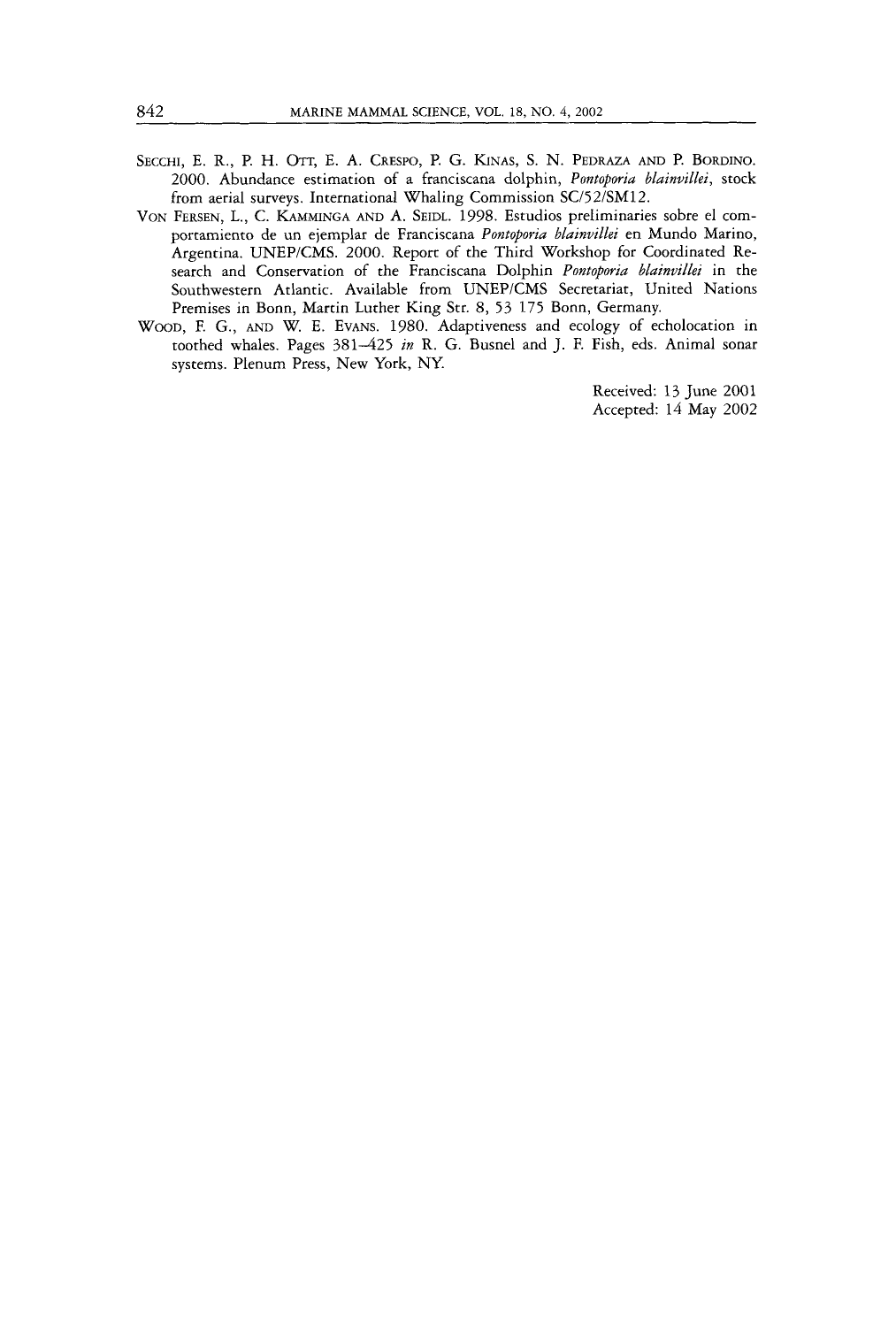SECCHI, E. R., P. H. OTT, E. A. CRESPO, P. G. KINAS, S. N. PEDRAZA AND P. BORDINO. 2000. Abundance estimation of a franciscana dolphin, *Pontoporia blainvillei*, stock from aerial surveys. International Whaling Commission SC/52/SM12.

VON FERSEN, L., C. KAMMINGA AND A. SEIDL. 1998. Estudios preliminaries sobre el comportamiento de un ejemplar de Franciscana *Pontoporia blainvillei* en Mundo Marino, Argentina. UNEP/CMS. 2000. Report of the Third Workshop for Coordinated Research and Conservation of the Franciscana Dolphin *Pontoporia blainvillei* in the Southwestern Atlantic. Available from UNEP/CMS Secretariat, United Nations Premises in Bonn, Martin Luther King Str. 8, 53 175 Bonn, Germany.

WOOD, F. G., AND W. E. EVANS. 1980. Adaptiveness and ecology of echolocation in toothed whales. Pages 381–425 *in* R. G. Busnel and J. F. Fish, eds. Animal sonar systems. Plenum Press, New York, NY.

Received: 13 June 2001
Accepted: 14 May 2002